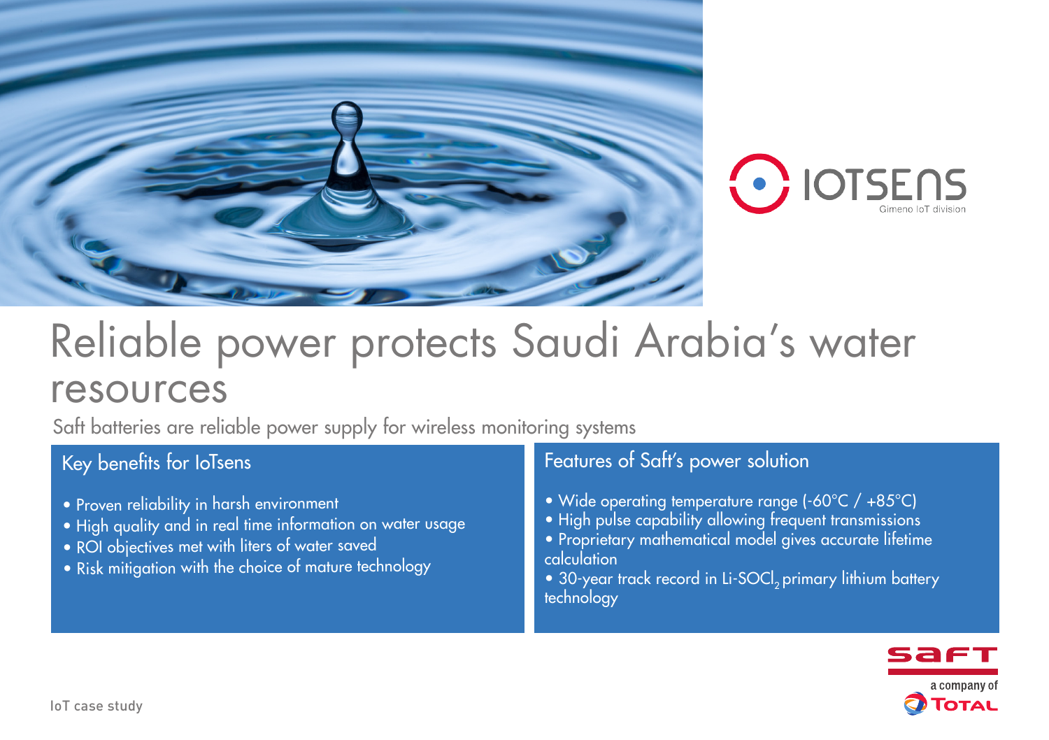IOTSENS
Gimeno IoT division

# Reliable power protects Saudi Arabia's water resources

Saft batteries are reliable power supply for wireless monitoring systems

## Key benefits for IoTsens

- Proven reliability in harsh environment
- High quality and in real time information on water usage
- ROI objectives met with liters of water saved
- Risk mitigation with the choice of mature technology

## Features of Saft's power solution

- Wide operating temperature range (-60°C / +85°C)
- High pulse capability allowing frequent transmissions
- Proprietary mathematical model gives accurate lifetime calculation
- 30-year track record in Li-$SOCl_2$ primary lithium battery technology

saft
a company of TOTAL

IoT case study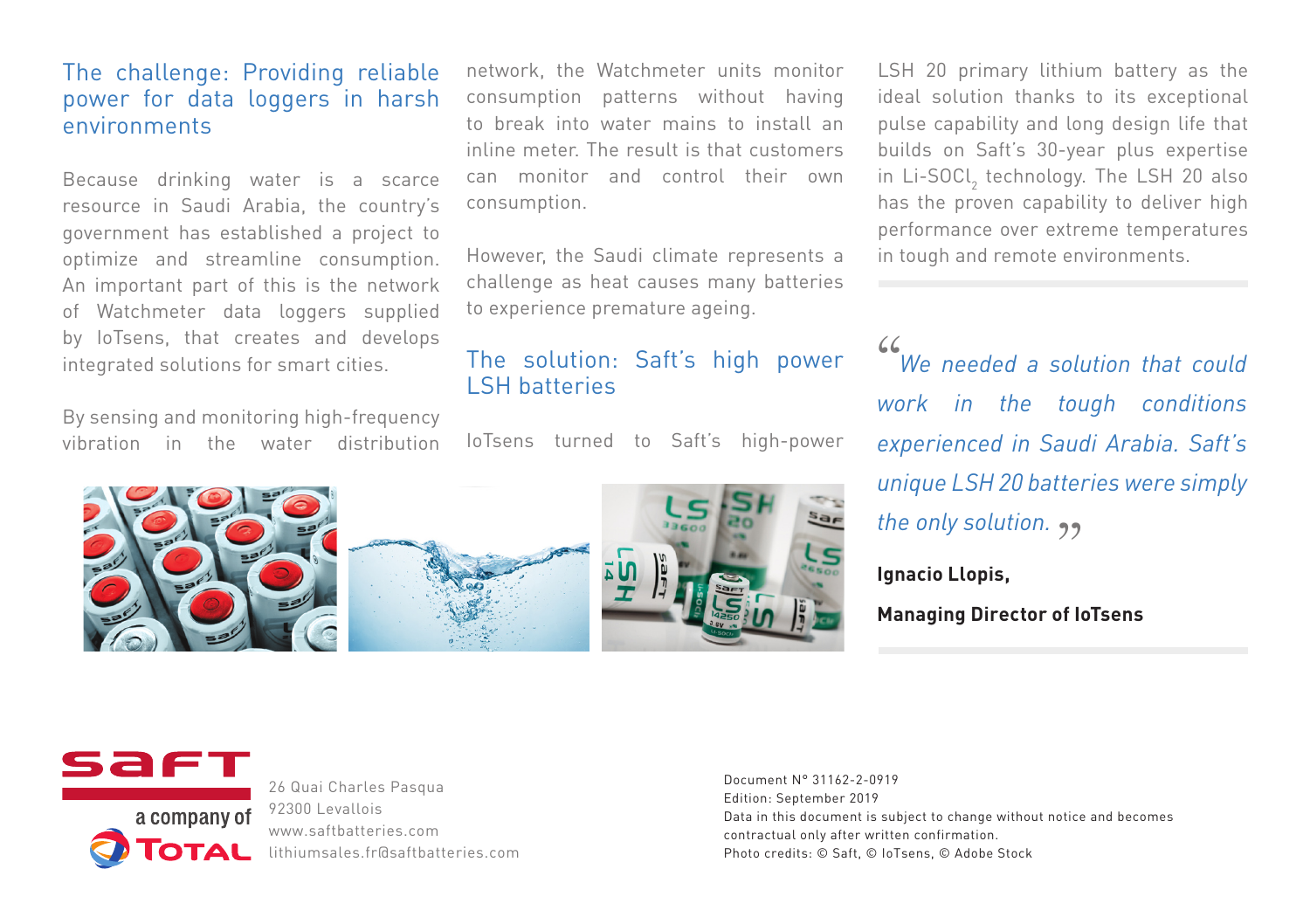## The challenge: Providing reliable power for data loggers in harsh environments

Because drinking water is a scarce resource in Saudi Arabia, the country's government has established a project to optimize and streamline consumption. An important part of this is the network of Watchmeter data loggers supplied by IoTsens, that creates and develops integrated solutions for smart cities.

By sensing and monitoring high-frequency vibration in the water distribution network, the Watchmeter units monitor consumption patterns without having to break into water mains to install an inline meter. The result is that customers can monitor and control their own consumption.

However, the Saudi climate represents a challenge as heat causes many batteries to experience premature ageing.

## The solution: Saft's high power LSH batteries

IoTsens turned to Saft's high-power LSH 20 primary lithium battery as the ideal solution thanks to its exceptional pulse capability and long design life that builds on Saft's 30-year plus expertise in Li-$SOCl_2$ technology. The LSH 20 also has the proven capability to deliver high performance over extreme temperatures in tough and remote environments.

> *"We needed a solution that could work in the tough conditions experienced in Saudi Arabia. Saft's unique LSH 20 batteries were simply the only solution."*
>
> **Ignacio Llopis,**
>
> **Managing Director of IoTsens**

26 Quai Charles Pasqua
92300 Levallois
www.saftbatteries.com
lithiumsales.fr@saftbatteries.com

Document N° 31162-2-0919
Edition: September 2019
Data in this document is subject to change without notice and becomes contractual only after written confirmation.
Photo credits: © Saft, © IoTsens, © Adobe Stock